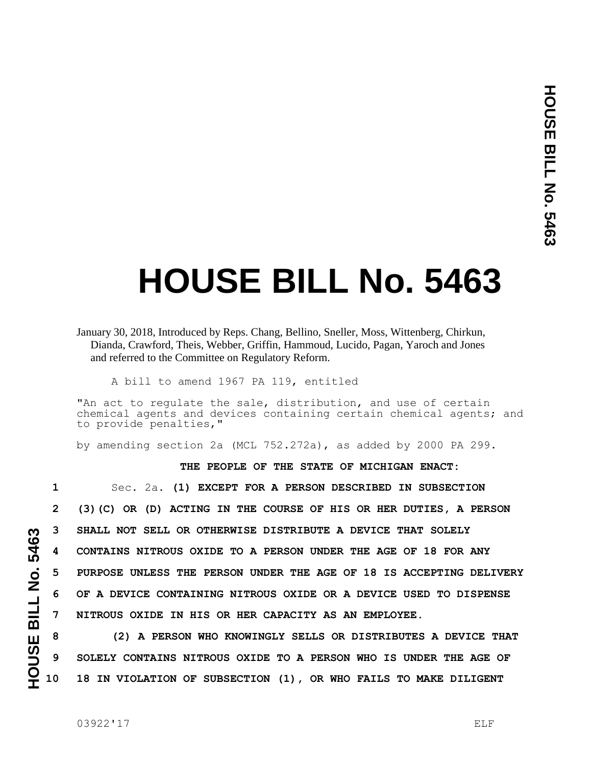# HOUSE BILL No. 5463

January 30, 2018, Introduced by Reps. Chang, Bellino, Sneller, Moss, Wittenberg, Chirkun, Dianda, Crawford, Theis, Webber, Griffin, Hammoud, Lucido, Pagan, Yaroch and Jones and referred to the Committee on Regulatory Reform.

A bill to amend 1967 PA 119, entitled

"An act to regulate the sale, distribution, and use of certain chemical agents and devices containing certain chemical agents; and to provide penalties,"

by amending section 2a (MCL 752.272a), as added by 2000 PA 299.

**THE PEOPLE OF THE STATE OF MICHIGAN ENACT:**

1 Sec. 2a. **(1) EXCEPT FOR A PERSON DESCRIBED IN SUBSECTION**
2 **(3)(C) OR (D) ACTING IN THE COURSE OF HIS OR HER DUTIES, A PERSON**
3 **SHALL NOT SELL OR OTHERWISE DISTRIBUTE A DEVICE THAT SOLELY**
4 **CONTAINS NITROUS OXIDE TO A PERSON UNDER THE AGE OF 18 FOR ANY**
5 **PURPOSE UNLESS THE PERSON UNDER THE AGE OF 18 IS ACCEPTING DELIVERY**
6 **OF A DEVICE CONTAINING NITROUS OXIDE OR A DEVICE USED TO DISPENSE**
7 **NITROUS OXIDE IN HIS OR HER CAPACITY AS AN EMPLOYEE.**
8 **(2) A PERSON WHO KNOWINGLY SELLS OR DISTRIBUTES A DEVICE THAT**
9 **SOLELY CONTAINS NITROUS OXIDE TO A PERSON WHO IS UNDER THE AGE OF**
10 **18 IN VIOLATION OF SUBSECTION (1), OR WHO FAILS TO MAKE DILIGENT**

03922'17 ELF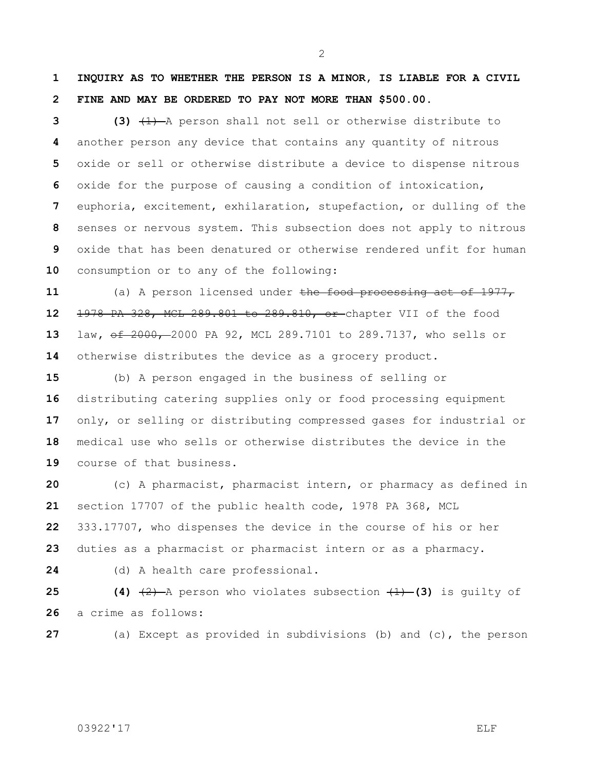**INQUIRY AS TO WHETHER THE PERSON IS A MINOR, IS LIABLE FOR A CIVIL FINE AND MAY BE ORDERED TO PAY NOT MORE THAN $500.00.**

**(3)** ~~(1)~~ A person shall not sell or otherwise distribute to another person any device that contains any quantity of nitrous oxide or sell or otherwise distribute a device to dispense nitrous oxide for the purpose of causing a condition of intoxication, euphoria, excitement, exhilaration, stupefaction, or dulling of the senses or nervous system. This subsection does not apply to nitrous oxide that has been denatured or otherwise rendered unfit for human consumption or to any of the following:

(a) A person licensed under ~~the food processing act of 1977, 1978 PA 328, MCL 289.801 to 289.810, or~~ chapter VII of the food law, ~~of 2000,~~ 2000 PA 92, MCL 289.7101 to 289.7137, who sells or otherwise distributes the device as a grocery product.

(b) A person engaged in the business of selling or distributing catering supplies only or food processing equipment only, or selling or distributing compressed gases for industrial or medical use who sells or otherwise distributes the device in the course of that business.

(c) A pharmacist, pharmacist intern, or pharmacy as defined in section 17707 of the public health code, 1978 PA 368, MCL 333.17707, who dispenses the device in the course of his or her duties as a pharmacist or pharmacist intern or as a pharmacy.

(d) A health care professional.

**(4)** ~~(2)~~ A person who violates subsection ~~(1)~~ **(3)** is guilty of a crime as follows:

(a) Except as provided in subdivisions (b) and (c), the person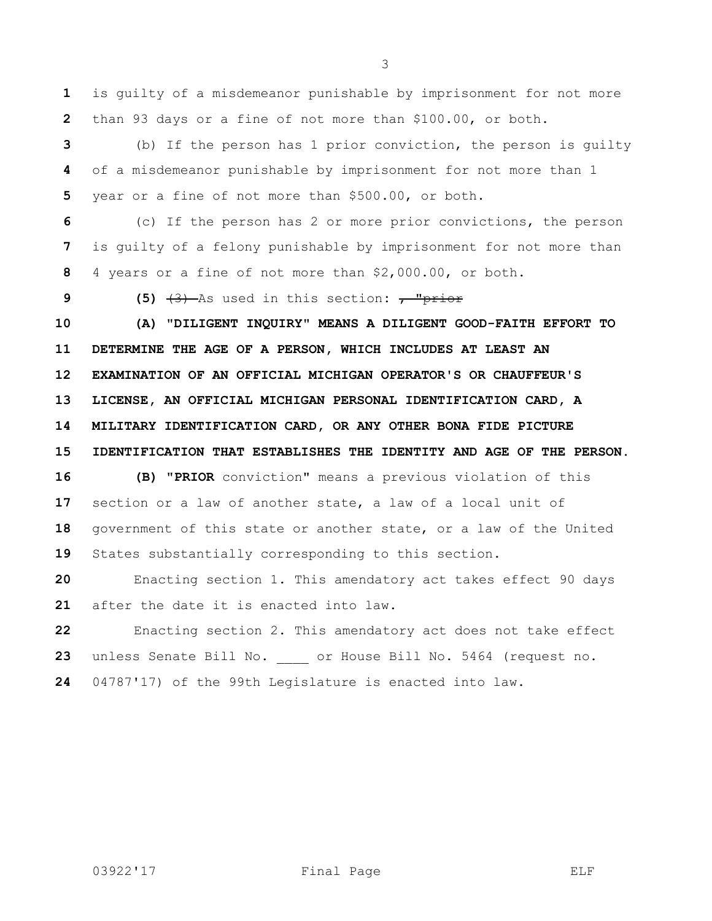is guilty of a misdemeanor punishable by imprisonment for not more than 93 days or a fine of not more than $100.00, or both.

(b) If the person has 1 prior conviction, the person is guilty of a misdemeanor punishable by imprisonment for not more than 1 year or a fine of not more than $500.00, or both.

(c) If the person has 2 or more prior convictions, the person is guilty of a felony punishable by imprisonment for not more than 4 years or a fine of not more than $2,000.00, or both.

**(5)** ~~(3)~~ As used in this section: ~~, "prior~~

**(A) "DILIGENT INQUIRY" MEANS A DILIGENT GOOD-FAITH EFFORT TO DETERMINE THE AGE OF A PERSON, WHICH INCLUDES AT LEAST AN EXAMINATION OF AN OFFICIAL MICHIGAN OPERATOR'S OR CHAUFFEUR'S LICENSE, AN OFFICIAL MICHIGAN PERSONAL IDENTIFICATION CARD, A MILITARY IDENTIFICATION CARD, OR ANY OTHER BONA FIDE PICTURE IDENTIFICATION THAT ESTABLISHES THE IDENTITY AND AGE OF THE PERSON.**

**(B) "PRIOR** conviction" means a previous violation of this section or a law of another state, a law of a local unit of government of this state or another state, or a law of the United States substantially corresponding to this section.

Enacting section 1. This amendatory act takes effect 90 days after the date it is enacted into law.

Enacting section 2. This amendatory act does not take effect unless Senate Bill No. ____ or House Bill No. 5464 (request no. 04787'17) of the 99th Legislature is enacted into law.